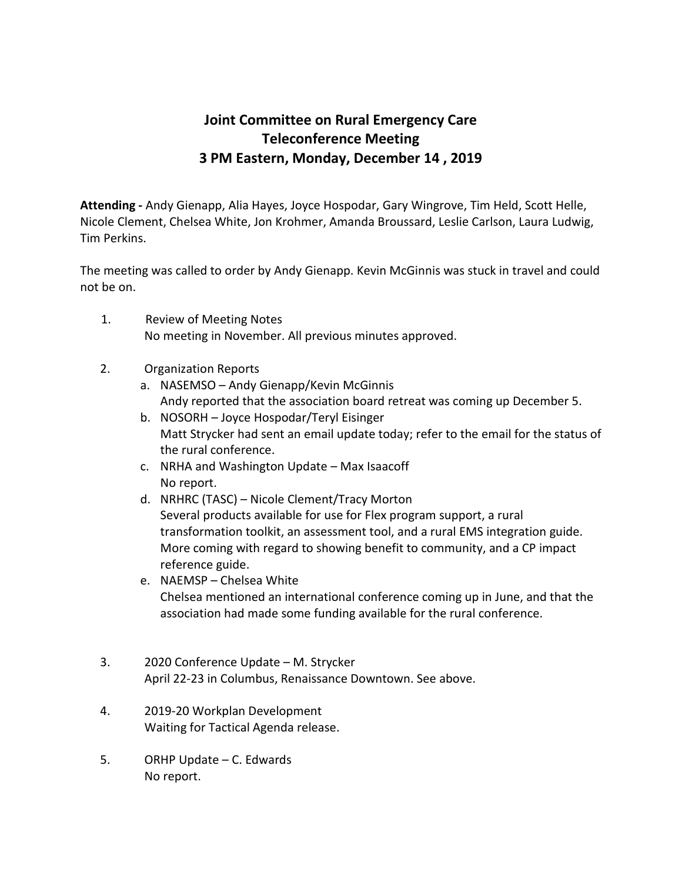# Joint Committee on Rural Emergency Care
## Teleconference Meeting
## 3 PM Eastern, Monday, December 14 , 2019

**Attending -** Andy Gienapp, Alia Hayes, Joyce Hospodar, Gary Wingrove, Tim Held, Scott Helle, Nicole Clement, Chelsea White, Jon Krohmer, Amanda Broussard, Leslie Carlson, Laura Ludwig, Tim Perkins.

The meeting was called to order by Andy Gienapp. Kevin McGinnis was stuck in travel and could not be on.

1. Review of Meeting Notes
   No meeting in November. All previous minutes approved.

2. Organization Reports
   a. NASEMSO – Andy Gienapp/Kevin McGinnis
      Andy reported that the association board retreat was coming up December 5.
   b. NOSORH – Joyce Hospodar/Teryl Eisinger
      Matt Strycker had sent an email update today; refer to the email for the status of the rural conference.
   c. NRHA and Washington Update – Max Isaacoff
      No report.
   d. NRHRC (TASC) – Nicole Clement/Tracy Morton
      Several products available for use for Flex program support, a rural transformation toolkit, an assessment tool, and a rural EMS integration guide. More coming with regard to showing benefit to community, and a CP impact reference guide.
   e. NAEMSP – Chelsea White
      Chelsea mentioned an international conference coming up in June, and that the association had made some funding available for the rural conference.

3. 2020 Conference Update – M. Strycker
   April 22-23 in Columbus, Renaissance Downtown. See above.

4. 2019-20 Workplan Development
   Waiting for Tactical Agenda release.

5. ORHP Update – C. Edwards
   No report.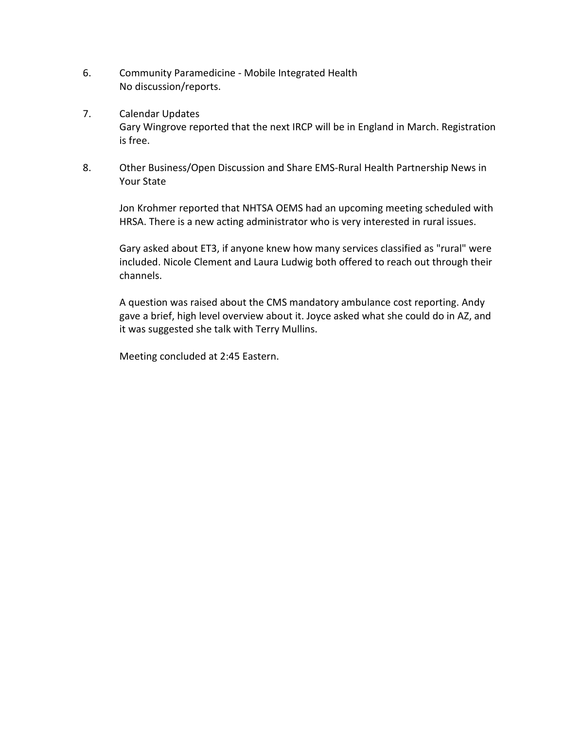6. Community Paramedicine - Mobile Integrated Health
   No discussion/reports.

7. Calendar Updates
   Gary Wingrove reported that the next IRCP will be in England in March. Registration is free.

8. Other Business/Open Discussion and Share EMS-Rural Health Partnership News in Your State

   Jon Krohmer reported that NHTSA OEMS had an upcoming meeting scheduled with HRSA. There is a new acting administrator who is very interested in rural issues.

   Gary asked about ET3, if anyone knew how many services classified as "rural" were included. Nicole Clement and Laura Ludwig both offered to reach out through their channels.

   A question was raised about the CMS mandatory ambulance cost reporting. Andy gave a brief, high level overview about it. Joyce asked what she could do in AZ, and it was suggested she talk with Terry Mullins.

   Meeting concluded at 2:45 Eastern.